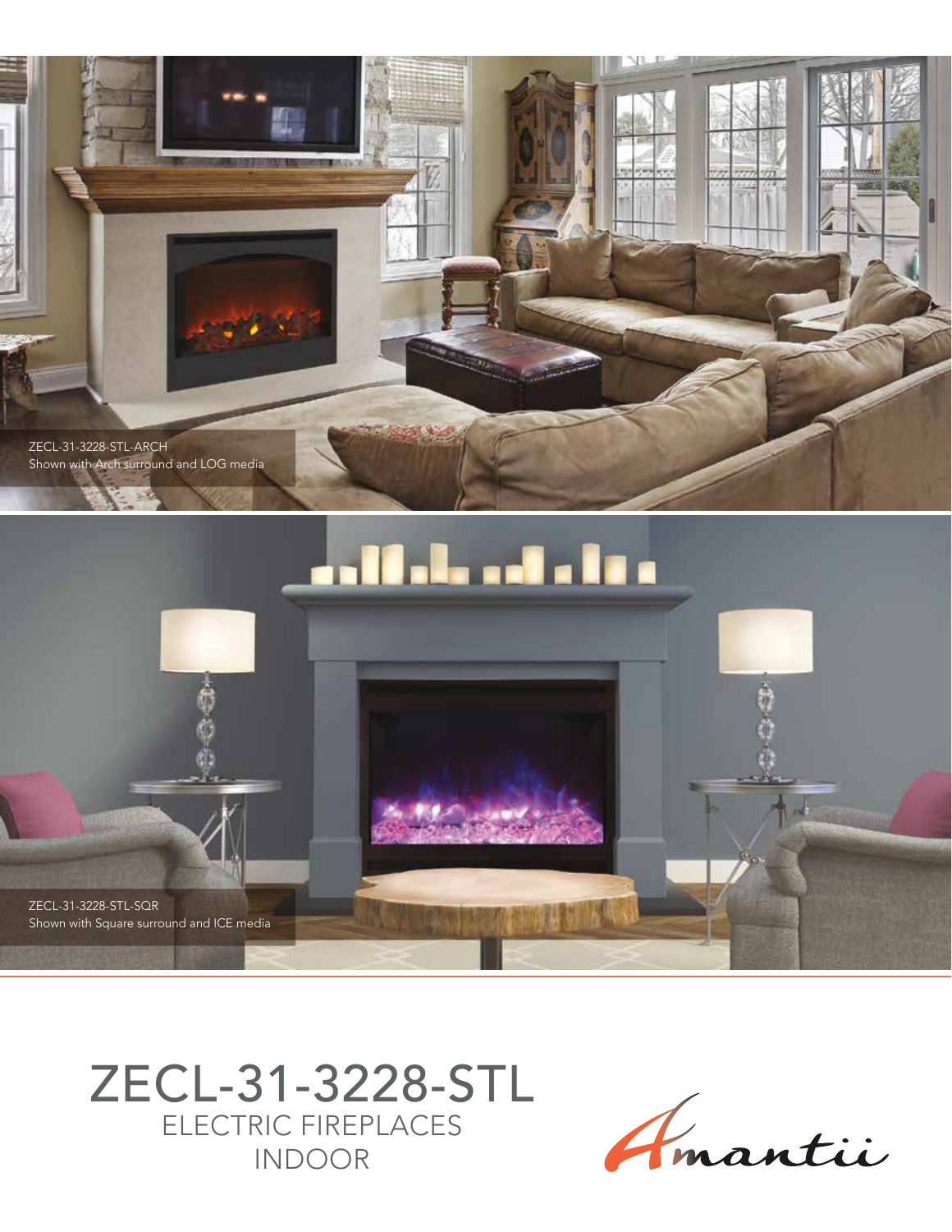ZECL-31-3228-STL-ARCH
Shown with Arch surround and LOG media

ZECL-31-3228-STL-SQR
Shown with Square surround and ICE media

# ZECL-31-3228-STL

## ELECTRIC FIREPLACES
## INDOOR

Amantii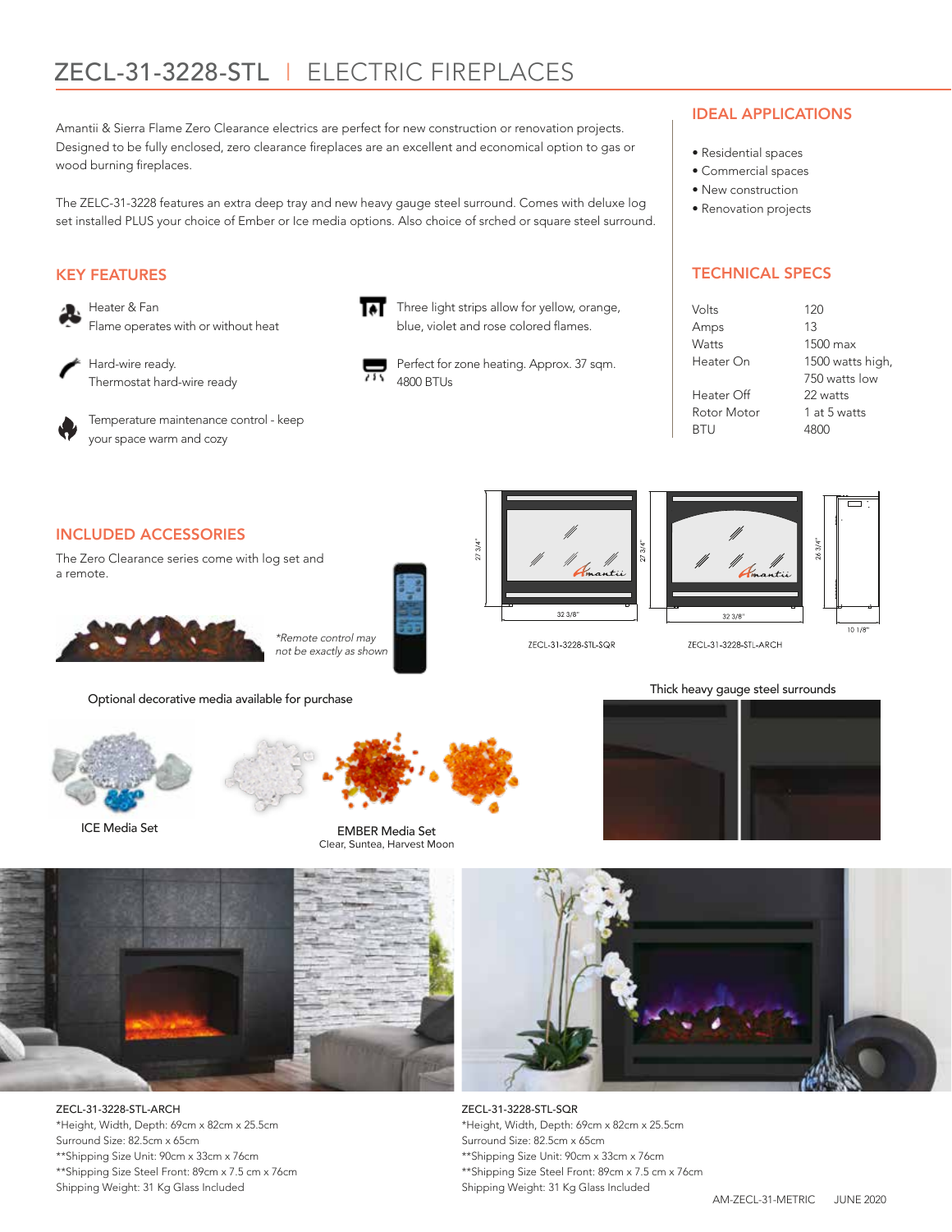# ZECL-31-3228-STL | ELECTRIC FIREPLACES

Amantii & Sierra Flame Zero Clearance electrics are perfect for new construction or renovation projects. Designed to be fully enclosed, zero clearance fireplaces are an excellent and economical option to gas or wood burning fireplaces.

The ZELC-31-3228 features an extra deep tray and new heavy gauge steel surround. Comes with deluxe log set installed PLUS your choice of Ember or Ice media options. Also choice of srched or square steel surround.

## IDEAL APPLICATIONS

- Residential spaces
- Commercial spaces
- New construction
- Renovation projects

## KEY FEATURES

- Heater & Fan
  Flame operates with or without heat
- Hard-wire ready.
  Thermostat hard-wire ready
- Temperature maintenance control - keep your space warm and cozy
- Three light strips allow for yellow, orange, blue, violet and rose colored flames.
- Perfect for zone heating. Approx. 37 sqm. 4800 BTUs

## TECHNICAL SPECS

| | |
|---|---|
| Volts | 120 |
| Amps | 13 |
| Watts | 1500 max |
| Heater On | 1500 watts high, 750 watts low |
| Heater Off | 22 watts |
| Rotor Motor | 1 at 5 watts |
| BTU | 4800 |

## INCLUDED ACCESSORIES

The Zero Clearance series come with log set and a remote.

*Remote control may not be exactly as shown*

27 3/4"
32 3/8"
ZECL-31-3228-STL-SQR

27 3/4"
32 3/8"
ZECL-31-3228-STL-ARCH

26 3/4"
10 1/8"

Optional decorative media available for purchase

ICE Media Set

EMBER Media Set
Clear, Suntea, Harvest Moon

Thick heavy gauge steel surrounds

ZECL-31-3228-STL-ARCH
*Height, Width, Depth: 69cm x 82cm x 25.5cm
Surround Size: 82.5cm x 65cm
**Shipping Size Unit: 90cm x 33cm x 76cm
**Shipping Size Steel Front: 89cm x 7.5 cm x 76cm
Shipping Weight: 31 Kg Glass Included

ZECL-31-3228-STL-SQR
*Height, Width, Depth: 69cm x 82cm x 25.5cm
Surround Size: 82.5cm x 65cm
**Shipping Size Unit: 90cm x 33cm x 76cm
**Shipping Size Steel Front: 89cm x 7.5 cm x 76cm
Shipping Weight: 31 Kg Glass Included

AM-ZECL-31-METRIC JUNE 2020